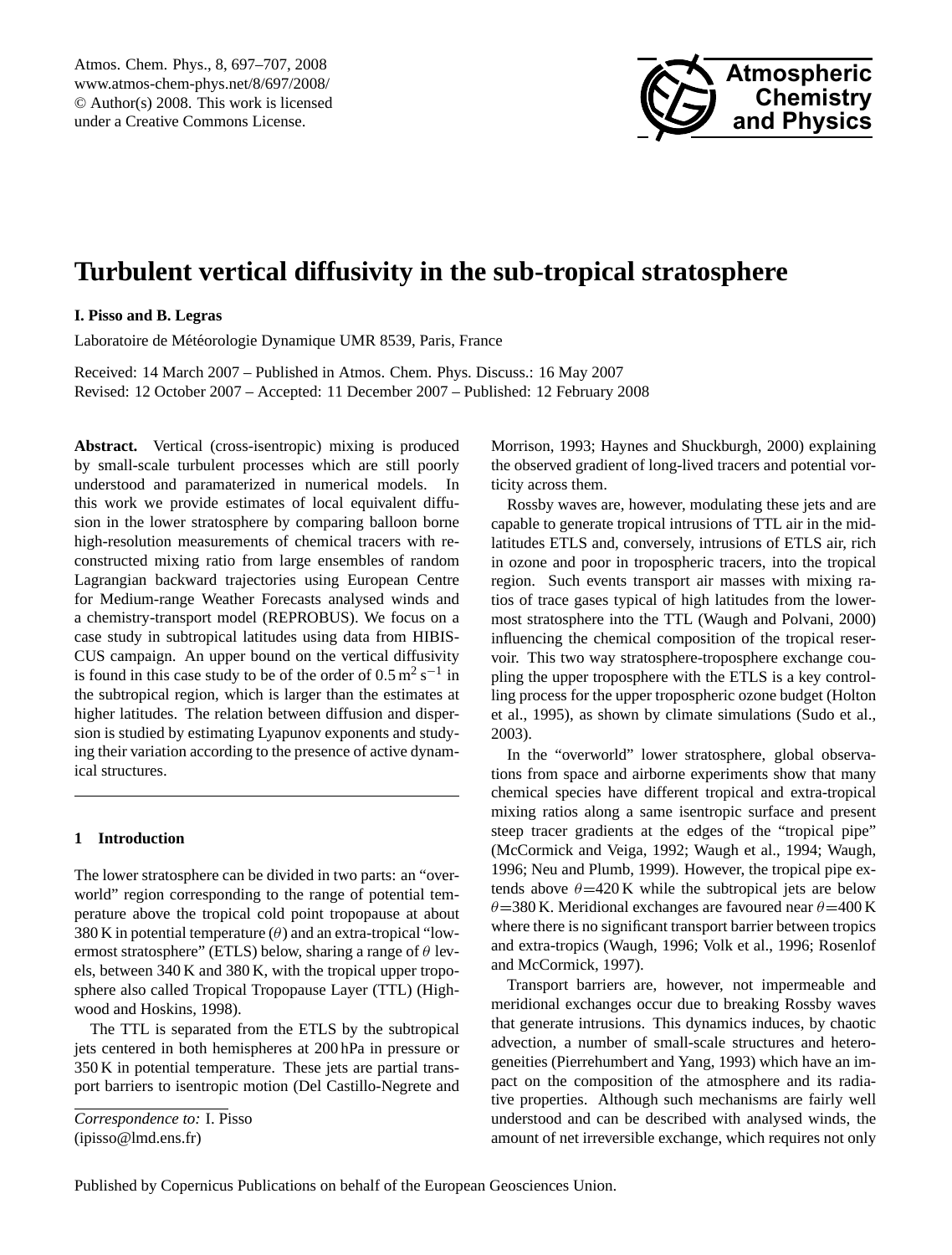# Turbulent vertical diffusivity in the sub-tropical stratosphere

**I. Pisso and B. Legras**

Laboratoire de Météorologie Dynamique UMR 8539, Paris, France

Received: 14 March 2007 – Published in Atmos. Chem. Phys. Discuss.: 16 May 2007
Revised: 12 October 2007 – Accepted: 11 December 2007 – Published: 12 February 2008

**Abstract.** Vertical (cross-isentropic) mixing is produced by small-scale turbulent processes which are still poorly understood and paramaterized in numerical models. In this work we provide estimates of local equivalent diffusion in the lower stratosphere by comparing balloon borne high-resolution measurements of chemical tracers with reconstructed mixing ratio from large ensembles of random Lagrangian backward trajectories using European Centre for Medium-range Weather Forecasts analysed winds and a chemistry-transport model (REPROBUS). We focus on a case study in subtropical latitudes using data from HIBISCUS campaign. An upper bound on the vertical diffusivity is found in this case study to be of the order of $0.5\,\mathrm{m^2\,s^{-1}}$ in the subtropical region, which is larger than the estimates at higher latitudes. The relation between diffusion and dispersion is studied by estimating Lyapunov exponents and studying their variation according to the presence of active dynamical structures.

## 1 Introduction

The lower stratosphere can be divided in two parts: an "overworld" region corresponding to the range of potential temperature above the tropical cold point tropopause at about 380 K in potential temperature ($\theta$) and an extra-tropical "lowermost stratosphere" (ETLS) below, sharing a range of $\theta$ levels, between 340 K and 380 K, with the tropical upper troposphere also called Tropical Tropopause Layer (TTL) (Highwood and Hoskins, 1998).

The TTL is separated from the ETLS by the subtropical jets centered in both hemispheres at 200 hPa in pressure or 350 K in potential temperature. These jets are partial transport barriers to isentropic motion (Del Castillo-Negrete and Morrison, 1993; Haynes and Shuckburgh, 2000) explaining the observed gradient of long-lived tracers and potential vorticity across them.

Rossby waves are, however, modulating these jets and are capable to generate tropical intrusions of TTL air in the midlatitudes ETLS and, conversely, intrusions of ETLS air, rich in ozone and poor in tropospheric tracers, into the tropical region. Such events transport air masses with mixing ratios of trace gases typical of high latitudes from the lowermost stratosphere into the TTL (Waugh and Polvani, 2000) influencing the chemical composition of the tropical reservoir. This two way stratosphere-troposphere exchange coupling the upper troposphere with the ETLS is a key controlling process for the upper tropospheric ozone budget (Holton et al., 1995), as shown by climate simulations (Sudo et al., 2003).

In the "overworld" lower stratosphere, global observations from space and airborne experiments show that many chemical species have different tropical and extra-tropical mixing ratios along a same isentropic surface and present steep tracer gradients at the edges of the "tropical pipe" (McCormick and Veiga, 1992; Waugh et al., 1994; Waugh, 1996; Neu and Plumb, 1999). However, the tropical pipe extends above $\theta$=420 K while the subtropical jets are below $\theta$=380 K. Meridional exchanges are favoured near $\theta$=400 K where there is no significant transport barrier between tropics and extra-tropics (Waugh, 1996; Volk et al., 1996; Rosenlof and McCormick, 1997).

Transport barriers are, however, not impermeable and meridional exchanges occur due to breaking Rossby waves that generate intrusions. This dynamics induces, by chaotic advection, a number of small-scale structures and heterogeneities (Pierrehumbert and Yang, 1993) which have an impact on the composition of the atmosphere and its radiative properties. Although such mechanisms are fairly well understood and can be described with analysed winds, the amount of net irreversible exchange, which requires not only

*Correspondence to:* I. Pisso
(ipisso@lmd.ens.fr)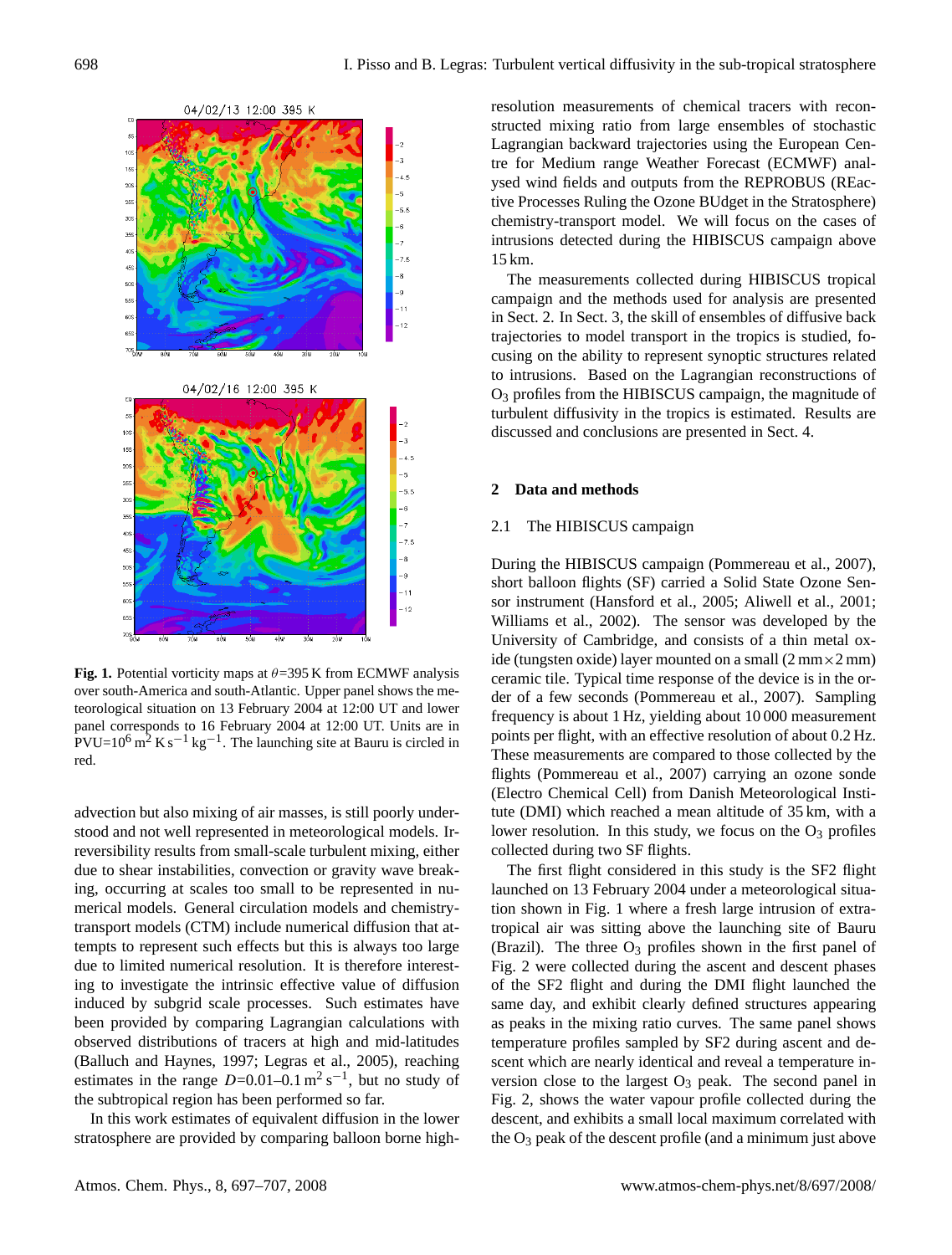**Fig. 1.** Potential vorticity maps at $\theta$=395 K from ECMWF analysis over south-America and south-Atlantic. Upper panel shows the meteorological situation on 13 February 2004 at 12:00 UT and lower panel corresponds to 16 February 2004 at 12:00 UT. Units are in PVU=$10^6$ $m^2$ K $s^{-1}$ $kg^{-1}$. The launching site at Bauru is circled in red.

advection but also mixing of air masses, is still poorly understood and not well represented in meteorological models. Irreversibility results from small-scale turbulent mixing, either due to shear instabilities, convection or gravity wave breaking, occurring at scales too small to be represented in numerical models. General circulation models and chemistry-transport models (CTM) include numerical diffusion that attempts to represent such effects but this is always too large due to limited numerical resolution. It is therefore interesting to investigate the intrinsic effective value of diffusion induced by subgrid scale processes. Such estimates have been provided by comparing Lagrangian calculations with observed distributions of tracers at high and mid-latitudes (Balluch and Haynes, 1997; Legras et al., 2005), reaching estimates in the range $D$=0.01–0.1 $m^2$ $s^{-1}$, but no study of the subtropical region has been performed so far.

In this work estimates of equivalent diffusion in the lower stratosphere are provided by comparing balloon borne high-resolution measurements of chemical tracers with reconstructed mixing ratio from large ensembles of stochastic Lagrangian backward trajectories using the European Centre for Medium range Weather Forecast (ECMWF) analysed wind fields and outputs from the REPROBUS (REactive Processes Ruling the Ozone BUdget in the Stratosphere) chemistry-transport model. We will focus on the cases of intrusions detected during the HIBISCUS campaign above 15 km.

The measurements collected during HIBISCUS tropical campaign and the methods used for analysis are presented in Sect. 2. In Sect. 3, the skill of ensembles of diffusive back trajectories to model transport in the tropics is studied, focusing on the ability to represent synoptic structures related to intrusions. Based on the Lagrangian reconstructions of $O_3$ profiles from the HIBISCUS campaign, the magnitude of turbulent diffusivity in the tropics is estimated. Results are discussed and conclusions are presented in Sect. 4.

## 2 Data and methods

### 2.1 The HIBISCUS campaign

During the HIBISCUS campaign (Pommereau et al., 2007), short balloon flights (SF) carried a Solid State Ozone Sensor instrument (Hansford et al., 2005; Aliwell et al., 2001; Williams et al., 2002). The sensor was developed by the University of Cambridge, and consists of a thin metal oxide (tungsten oxide) layer mounted on a small (2 mm×2 mm) ceramic tile. Typical time response of the device is in the order of a few seconds (Pommereau et al., 2007). Sampling frequency is about 1 Hz, yielding about 10 000 measurement points per flight, with an effective resolution of about 0.2 Hz. These measurements are compared to those collected by the flights (Pommereau et al., 2007) carrying an ozone sonde (Electro Chemical Cell) from Danish Meteorological Institute (DMI) which reached a mean altitude of 35 km, with a lower resolution. In this study, we focus on the $O_3$ profiles collected during two SF flights.

The first flight considered in this study is the SF2 flight launched on 13 February 2004 under a meteorological situation shown in Fig. 1 where a fresh large intrusion of extra-tropical air was sitting above the launching site of Bauru (Brazil). The three $O_3$ profiles shown in the first panel of Fig. 2 were collected during the ascent and descent phases of the SF2 flight and during the DMI flight launched the same day, and exhibit clearly defined structures appearing as peaks in the mixing ratio curves. The same panel shows temperature profiles sampled by SF2 during ascent and descent which are nearly identical and reveal a temperature inversion close to the largest $O_3$ peak. The second panel in Fig. 2, shows the water vapour profile collected during the descent, and exhibits a small local maximum correlated with the $O_3$ peak of the descent profile (and a minimum just above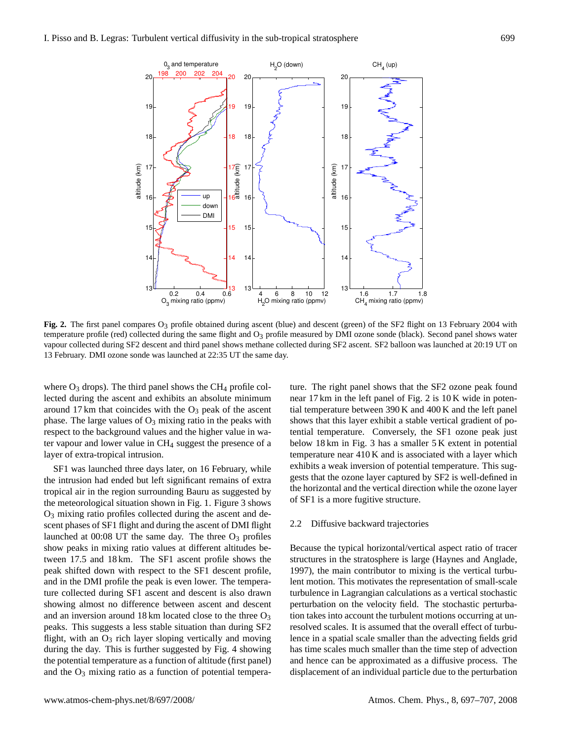**Fig. 2.** The first panel compares $O_3$ profile obtained during ascent (blue) and descent (green) of the SF2 flight on 13 February 2004 with temperature profile (red) collected during the same flight and $O_3$ profile measured by DMI ozone sonde (black). Second panel shows water vapour collected during SF2 descent and third panel shows methane collected during SF2 ascent. SF2 balloon was launched at 20:19 UT on 13 February. DMI ozone sonde was launched at 22:35 UT the same day.

where $O_3$ drops). The third panel shows the $CH_4$ profile collected during the ascent and exhibits an absolute minimum around 17 km that coincides with the $O_3$ peak of the ascent phase. The large values of $O_3$ mixing ratio in the peaks with respect to the background values and the higher value in water vapour and lower value in $CH_4$ suggest the presence of a layer of extra-tropical intrusion.

SF1 was launched three days later, on 16 February, while the intrusion had ended but left significant remains of extra tropical air in the region surrounding Bauru as suggested by the meteorological situation shown in Fig. 1. Figure 3 shows $O_3$ mixing ratio profiles collected during the ascent and descent phases of SF1 flight and during the ascent of DMI flight launched at 00:08 UT the same day. The three $O_3$ profiles show peaks in mixing ratio values at different altitudes between 17.5 and 18 km. The SF1 ascent profile shows the peak shifted down with respect to the SF1 descent profile, and in the DMI profile the peak is even lower. The temperature collected during SF1 ascent and descent is also drawn showing almost no difference between ascent and descent and an inversion around 18 km located close to the three $O_3$ peaks. This suggests a less stable situation than during SF2 flight, with an $O_3$ rich layer sloping vertically and moving during the day. This is further suggested by Fig. 4 showing the potential temperature as a function of altitude (first panel) and the $O_3$ mixing ratio as a function of potential temperature. The right panel shows that the SF2 ozone peak found near 17 km in the left panel of Fig. 2 is 10 K wide in potential temperature between 390 K and 400 K and the left panel shows that this layer exhibit a stable vertical gradient of potential temperature. Conversely, the SF1 ozone peak just below 18 km in Fig. 3 has a smaller 5 K extent in potential temperature near 410 K and is associated with a layer which exhibits a weak inversion of potential temperature. This suggests that the ozone layer captured by SF2 is well-defined in the horizontal and the vertical direction while the ozone layer of SF1 is a more fugitive structure.

### 2.2 Diffusive backward trajectories

Because the typical horizontal/vertical aspect ratio of tracer structures in the stratosphere is large (Haynes and Anglade, 1997), the main contributor to mixing is the vertical turbulent motion. This motivates the representation of small-scale turbulence in Lagrangian calculations as a vertical stochastic perturbation on the velocity field. The stochastic perturbation takes into account the turbulent motions occurring at unresolved scales. It is assumed that the overall effect of turbulence in a spatial scale smaller than the advecting fields grid has time scales much smaller than the time step of advection and hence can be approximated as a diffusive process. The displacement of an individual particle due to the perturbation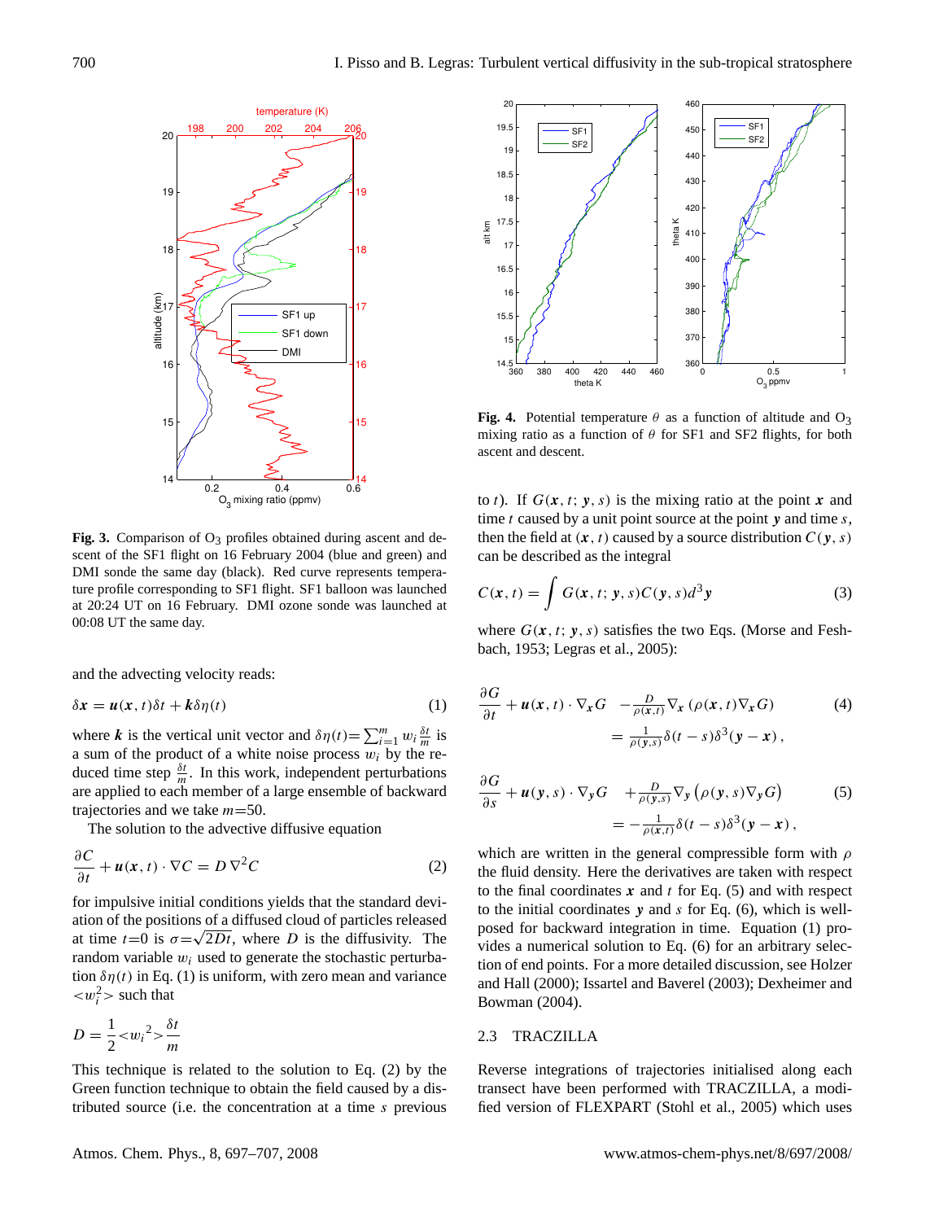Fig. 3. Comparison of $O_3$ profiles obtained during ascent and descent of the SF1 flight on 16 February 2004 (blue and green) and DMI sonde the same day (black). Red curve represents temperature profile corresponding to SF1 flight. SF1 balloon was launched at 20:24 UT on 16 February. DMI ozone sonde was launched at 00:08 UT the same day.

and the advecting velocity reads:

$$\delta \boldsymbol{x} = \boldsymbol{u}(\boldsymbol{x}, t)\delta t + \boldsymbol{k}\delta\eta(t) \tag{1}$$

where $\boldsymbol{k}$ is the vertical unit vector and $\delta\eta(t)=\sum_{i=1}^{m} w_i \frac{\delta t}{m}$ is a sum of the product of a white noise process $w_i$ by the reduced time step $\frac{\delta t}{m}$. In this work, independent perturbations are applied to each member of a large ensemble of backward trajectories and we take $m$=50.

The solution to the advective diffusive equation

$$\frac{\partial C}{\partial t} + \boldsymbol{u}(\boldsymbol{x}, t) \cdot \nabla C = D\,\nabla^2 C \tag{2}$$

for impulsive initial conditions yields that the standard deviation of the positions of a diffused cloud of particles released at time $t$=0 is $\sigma$=$\sqrt{2Dt}$, where $D$ is the diffusivity. The random variable $w_i$ used to generate the stochastic perturbation $\delta\eta(t)$ in Eq. (1) is uniform, with zero mean and variance $<w_i^2>$ such that

$$D = \frac{1}{2} <w_i{}^2> \frac{\delta t}{m}$$

This technique is related to the solution to Eq. (2) by the Green function technique to obtain the field caused by a distributed source (i.e. the concentration at a time $s$ previous to $t$). If $G(\boldsymbol{x}, t;\, \boldsymbol{y}, s)$ is the mixing ratio at the point $\boldsymbol{x}$ and time $t$ caused by a unit point source at the point $\boldsymbol{y}$ and time $s$, then the field at $(\boldsymbol{x}, t)$ caused by a source distribution $C(\boldsymbol{y}, s)$ can be described as the integral

$$C(\boldsymbol{x}, t) = \int G(\boldsymbol{x}, t;\, \boldsymbol{y}, s) C(\boldsymbol{y}, s) d^3\boldsymbol{y} \tag{3}$$

where $G(\boldsymbol{x}, t;\, \boldsymbol{y}, s)$ satisfies the two Eqs. (Morse and Feshbach, 1953; Legras et al., 2005):

$$\frac{\partial G}{\partial t} + \boldsymbol{u}(\boldsymbol{x}, t) \cdot \nabla_{\boldsymbol{x}} G \quad - \frac{D}{\rho(\boldsymbol{x},t)} \nabla_{\boldsymbol{x}} \left(\rho(\boldsymbol{x}, t) \nabla_{\boldsymbol{x}} G\right) = \frac{1}{\rho(\boldsymbol{y},s)} \delta(t - s) \delta^3(\boldsymbol{y} - \boldsymbol{x}), \tag{4}$$

$$\frac{\partial G}{\partial s} + \boldsymbol{u}(\boldsymbol{y}, s) \cdot \nabla_{\boldsymbol{y}} G \quad + \frac{D}{\rho(\boldsymbol{y},s)} \nabla_{\boldsymbol{y}} \left(\rho(\boldsymbol{y}, s) \nabla_{\boldsymbol{y}} G\right) = -\frac{1}{\rho(\boldsymbol{x},t)} \delta(t - s) \delta^3(\boldsymbol{y} - \boldsymbol{x}), \tag{5}$$

which are written in the general compressible form with $\rho$ the fluid density. Here the derivatives are taken with respect to the final coordinates $\boldsymbol{x}$ and $t$ for Eq. (5) and with respect to the initial coordinates $\boldsymbol{y}$ and $s$ for Eq. (6), which is well-posed for backward integration in time. Equation (1) provides a numerical solution to Eq. (6) for an arbitrary selection of end points. For a more detailed discussion, see Holzer and Hall (2000); Issartel and Baverel (2003); Dexheimer and Bowman (2004).

Fig. 4. Potential temperature $\theta$ as a function of altitude and $O_3$ mixing ratio as a function of $\theta$ for SF1 and SF2 flights, for both ascent and descent.

### 2.3 TRACZILLA

Reverse integrations of trajectories initialised along each transect have been performed with TRACZILLA, a modified version of FLEXPART (Stohl et al., 2005) which uses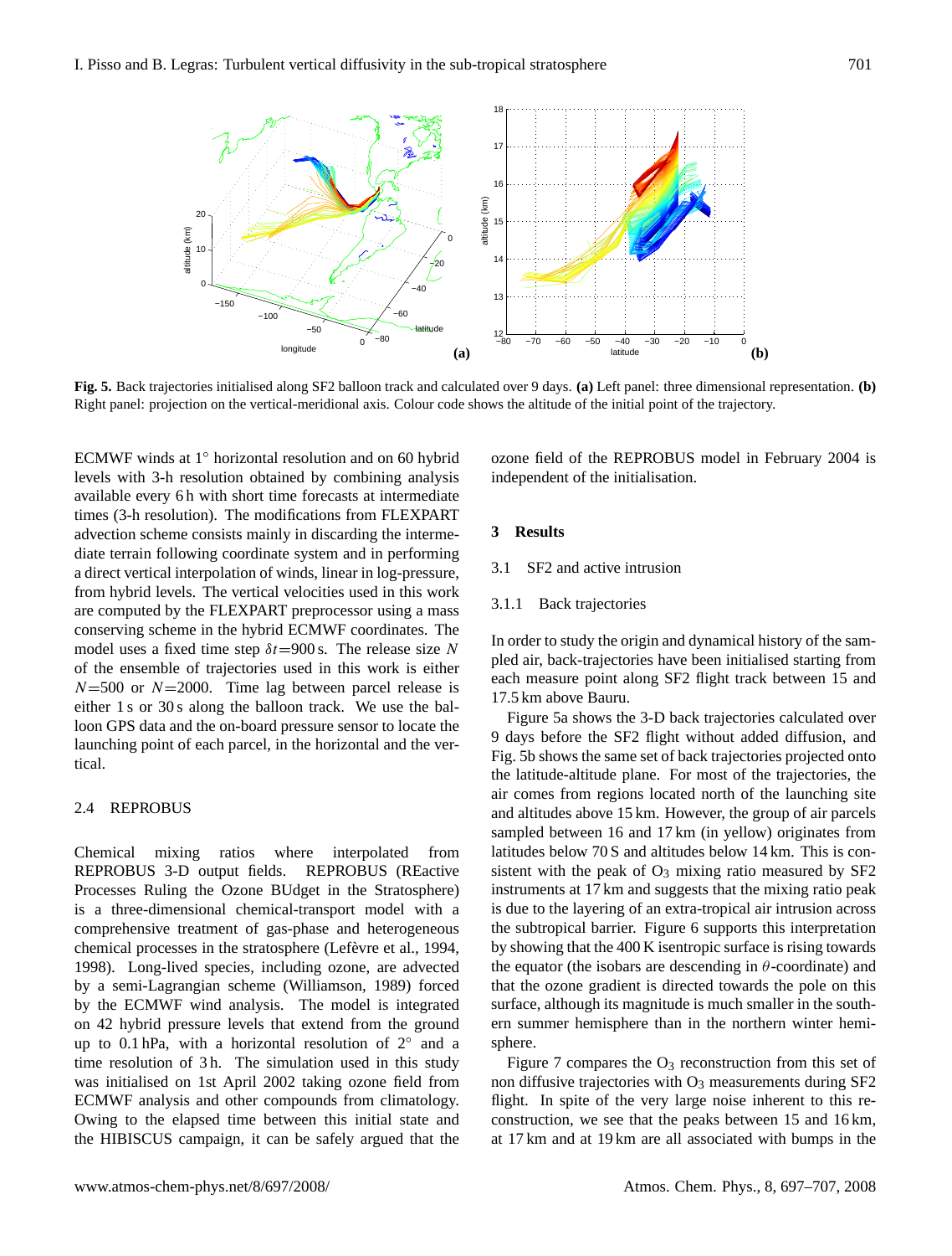**Fig. 5.** Back trajectories initialised along SF2 balloon track and calculated over 9 days. **(a)** Left panel: three dimensional representation. **(b)** Right panel: projection on the vertical-meridional axis. Colour code shows the altitude of the initial point of the trajectory.

ECMWF winds at 1° horizontal resolution and on 60 hybrid levels with 3-h resolution obtained by combining analysis available every 6 h with short time forecasts at intermediate times (3-h resolution). The modifications from FLEXPART advection scheme consists mainly in discarding the intermediate terrain following coordinate system and in performing a direct vertical interpolation of winds, linear in log-pressure, from hybrid levels. The vertical velocities used in this work are computed by the FLEXPART preprocessor using a mass conserving scheme in the hybrid ECMWF coordinates. The model uses a fixed time step $\delta t$=900 s. The release size $N$ of the ensemble of trajectories used in this work is either $N$=500 or $N$=2000. Time lag between parcel release is either 1 s or 30 s along the balloon track. We use the balloon GPS data and the on-board pressure sensor to locate the launching point of each parcel, in the horizontal and the vertical.

### 2.4 REPROBUS

Chemical mixing ratios where interpolated from REPROBUS 3-D output fields. REPROBUS (REactive Processes Ruling the Ozone BUdget in the Stratosphere) is a three-dimensional chemical-transport model with a comprehensive treatment of gas-phase and heterogeneous chemical processes in the stratosphere (Lefèvre et al., 1994, 1998). Long-lived species, including ozone, are advected by a semi-Lagrangian scheme (Williamson, 1989) forced by the ECMWF wind analysis. The model is integrated on 42 hybrid pressure levels that extend from the ground up to 0.1 hPa, with a horizontal resolution of 2° and a time resolution of 3 h. The simulation used in this study was initialised on 1st April 2002 taking ozone field from ECMWF analysis and other compounds from climatology. Owing to the elapsed time between this initial state and the HIBISCUS campaign, it can be safely argued that the ozone field of the REPROBUS model in February 2004 is independent of the initialisation.

## 3 Results

### 3.1 SF2 and active intrusion

#### 3.1.1 Back trajectories

In order to study the origin and dynamical history of the sampled air, back-trajectories have been initialised starting from each measure point along SF2 flight track between 15 and 17.5 km above Bauru.

Figure 5a shows the 3-D back trajectories calculated over 9 days before the SF2 flight without added diffusion, and Fig. 5b shows the same set of back trajectories projected onto the latitude-altitude plane. For most of the trajectories, the air comes from regions located north of the launching site and altitudes above 15 km. However, the group of air parcels sampled between 16 and 17 km (in yellow) originates from latitudes below 70 S and altitudes below 14 km. This is consistent with the peak of $O_3$ mixing ratio measured by SF2 instruments at 17 km and suggests that the mixing ratio peak is due to the layering of an extra-tropical air intrusion across the subtropical barrier. Figure 6 supports this interpretation by showing that the 400 K isentropic surface is rising towards the equator (the isobars are descending in $\theta$-coordinate) and that the ozone gradient is directed towards the pole on this surface, although its magnitude is much smaller in the southern summer hemisphere than in the northern winter hemisphere.

Figure 7 compares the $O_3$ reconstruction from this set of non diffusive trajectories with $O_3$ measurements during SF2 flight. In spite of the very large noise inherent to this reconstruction, we see that the peaks between 15 and 16 km, at 17 km and at 19 km are all associated with bumps in the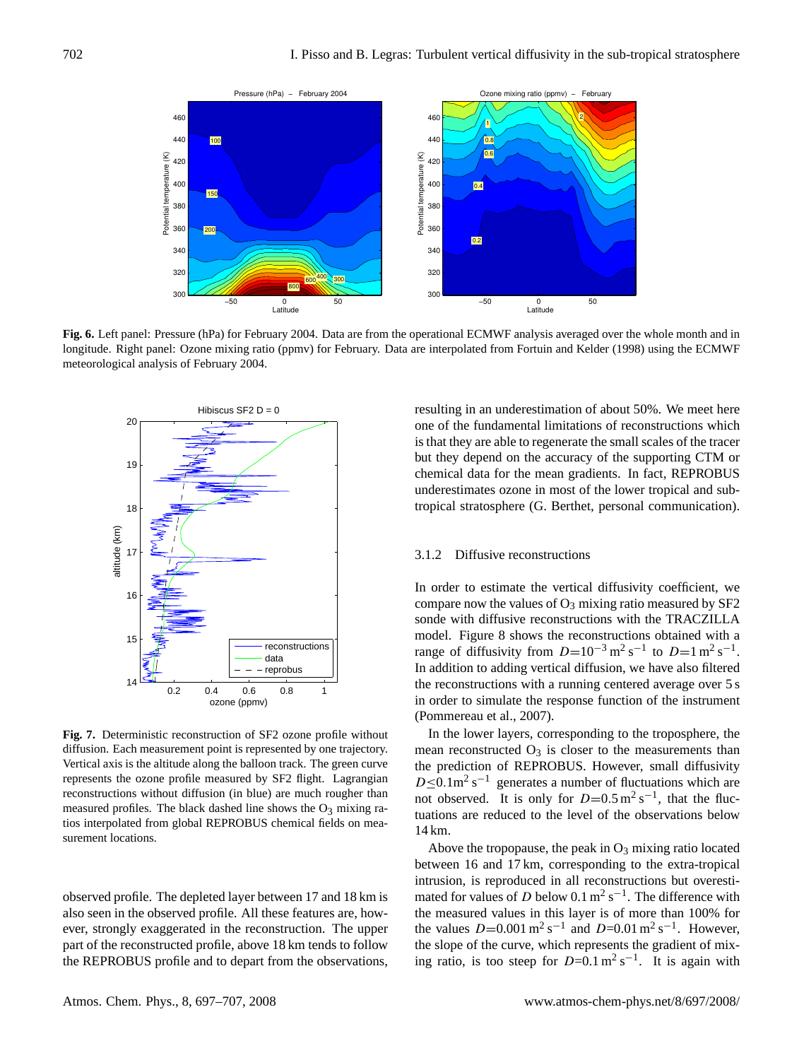**Fig. 6.** Left panel: Pressure (hPa) for February 2004. Data are from the operational ECMWF analysis averaged over the whole month and in longitude. Right panel: Ozone mixing ratio (ppmv) for February. Data are interpolated from Fortuin and Kelder (1998) using the ECMWF meteorological analysis of February 2004.

**Fig. 7.** Deterministic reconstruction of SF2 ozone profile without diffusion. Each measurement point is represented by one trajectory. Vertical axis is the altitude along the balloon track. The green curve represents the ozone profile measured by SF2 flight. Lagrangian reconstructions without diffusion (in blue) are much rougher than measured profiles. The black dashed line shows the $O_3$ mixing ratios interpolated from global REPROBUS chemical fields on measurement locations.

observed profile. The depleted layer between 17 and 18 km is also seen in the observed profile. All these features are, however, strongly exaggerated in the reconstruction. The upper part of the reconstructed profile, above 18 km tends to follow the REPROBUS profile and to depart from the observations, resulting in an underestimation of about 50%. We meet here one of the fundamental limitations of reconstructions which is that they are able to regenerate the small scales of the tracer but they depend on the accuracy of the supporting CTM or chemical data for the mean gradients. In fact, REPROBUS underestimates ozone in most of the lower tropical and subtropical stratosphere (G. Berthet, personal communication).

### 3.1.2 Diffusive reconstructions

In order to estimate the vertical diffusivity coefficient, we compare now the values of $O_3$ mixing ratio measured by SF2 sonde with diffusive reconstructions with the TRACZILLA model. Figure 8 shows the reconstructions obtained with a range of diffusivity from $D=10^{-3}\,\mathrm{m^2\,s^{-1}}$ to $D=1\,\mathrm{m^2\,s^{-1}}$. In addition to adding vertical diffusion, we have also filtered the reconstructions with a running centered average over 5 s in order to simulate the response function of the instrument (Pommereau et al., 2007).

In the lower layers, corresponding to the troposphere, the mean reconstructed $O_3$ is closer to the measurements than the prediction of REPROBUS. However, small diffusivity $D\leq 0.1\mathrm{m^2\,s^{-1}}$ generates a number of fluctuations which are not observed. It is only for $D=0.5\,\mathrm{m^2\,s^{-1}}$, that the fluctuations are reduced to the level of the observations below 14 km.

Above the tropopause, the peak in $O_3$ mixing ratio located between 16 and 17 km, corresponding to the extra-tropical intrusion, is reproduced in all reconstructions but overestimated for values of $D$ below $0.1\,\mathrm{m^2\,s^{-1}}$. The difference with the measured values in this layer is of more than 100% for the values $D=0.001\,\mathrm{m^2\,s^{-1}}$ and $D=0.01\,\mathrm{m^2\,s^{-1}}$. However, the slope of the curve, which represents the gradient of mixing ratio, is too steep for $D=0.1\,\mathrm{m^2\,s^{-1}}$. It is again with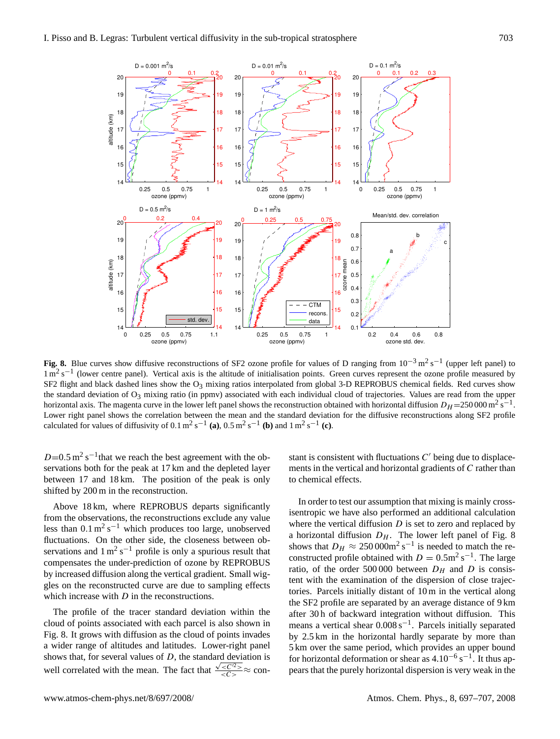**Fig. 8.** Blue curves show diffusive reconstructions of SF2 ozone profile for values of D ranging from $10^{-3}\,\mathrm{m^2\,s^{-1}}$ (upper left panel) to $1\,\mathrm{m^2\,s^{-1}}$ (lower centre panel). Vertical axis is the altitude of initialisation points. Green curves represent the ozone profile measured by SF2 flight and black dashed lines show the $O_3$ mixing ratios interpolated from global 3-D REPROBUS chemical fields. Red curves show the standard deviation of $O_3$ mixing ratio (in ppmv) associated with each individual cloud of trajectories. Values are read from the upper horizontal axis. The magenta curve in the lower left panel shows the reconstruction obtained with horizontal diffusion $D_H$=250 000 $\mathrm{m^2\,s^{-1}}$. Lower right panel shows the correlation between the mean and the standard deviation for the diffusive reconstructions along SF2 profile calculated for values of diffusivity of $0.1\,\mathrm{m^2\,s^{-1}}$ **(a)**, $0.5\,\mathrm{m^2\,s^{-1}}$ **(b)** and $1\,\mathrm{m^2\,s^{-1}}$ **(c)**.

$D$=0.5 $\mathrm{m^2\,s^{-1}}$that we reach the best agreement with the observations both for the peak at 17 km and the depleted layer between 17 and 18 km. The position of the peak is only shifted by 200 m in the reconstruction.

Above 18 km, where REPROBUS departs significantly from the observations, the reconstructions exclude any value less than $0.1\,\mathrm{m^2\,s^{-1}}$ which produces too large, unobserved fluctuations. On the other side, the closeness between observations and $1\,\mathrm{m^2\,s^{-1}}$ profile is only a spurious result that compensates the under-prediction of ozone by REPROBUS by increased diffusion along the vertical gradient. Small wiggles on the reconstructed curve are due to sampling effects which increase with $D$ in the reconstructions.

The profile of the tracer standard deviation within the cloud of points associated with each parcel is also shown in Fig. 8. It grows with diffusion as the cloud of points invades a wider range of altitudes and latitudes. Lower-right panel shows that, for several values of $D$, the standard deviation is well correlated with the mean. The fact that $\frac{\sqrt{<C'^2>}}{<C>} \approx$ constant is consistent with fluctuations $C'$ being due to displacements in the vertical and horizontal gradients of $C$ rather than to chemical effects.

In order to test our assumption that mixing is mainly cross-isentropic we have also performed an additional calculation where the vertical diffusion $D$ is set to zero and replaced by a horizontal diffusion $D_H$. The lower left panel of Fig. 8 shows that $D_H \approx 250\,000\mathrm{m^2\,s^{-1}}$ is needed to match the reconstructed profile obtained with $D = 0.5\mathrm{m^2\,s^{-1}}$. The large ratio, of the order 500 000 between $D_H$ and $D$ is consistent with the examination of the dispersion of close trajectories. Parcels initially distant of 10 m in the vertical along the SF2 profile are separated by an average distance of 9 km after 30 h of backward integration without diffusion. This means a vertical shear $0.008\,\mathrm{s^{-1}}$. Parcels initially separated by 2.5 km in the horizontal hardly separate by more than 5 km over the same period, which provides an upper bound for horizontal deformation or shear as $4.10^{-6}\,\mathrm{s^{-1}}$. It thus appears that the purely horizontal dispersion is very weak in the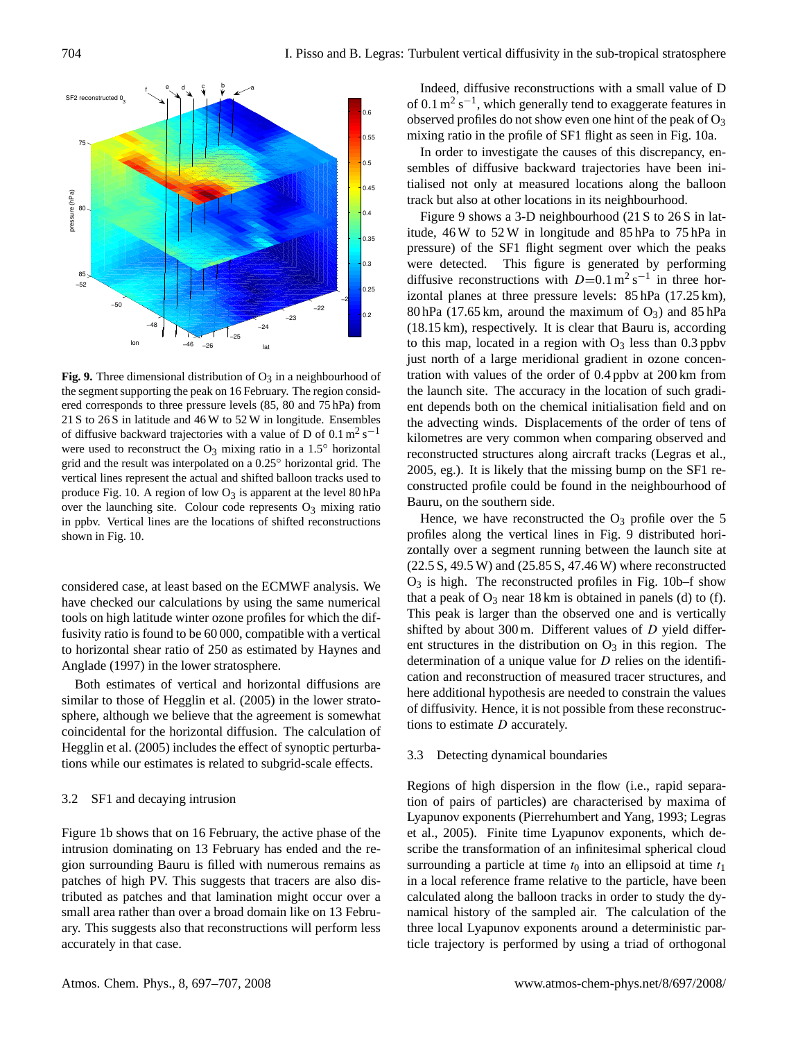**Fig. 9.** Three dimensional distribution of $O_3$ in a neighbourhood of the segment supporting the peak on 16 February. The region considered corresponds to three pressure levels (85, 80 and 75 hPa) from 21 S to 26 S in latitude and 46 W to 52 W in longitude. Ensembles of diffusive backward trajectories with a value of D of $0.1\,m^2\,s^{-1}$ were used to reconstruct the $O_3$ mixing ratio in a 1.5° horizontal grid and the result was interpolated on a 0.25° horizontal grid. The vertical lines represent the actual and shifted balloon tracks used to produce Fig. 10. A region of low $O_3$ is apparent at the level 80 hPa over the launching site. Colour code represents $O_3$ mixing ratio in ppbv. Vertical lines are the locations of shifted reconstructions shown in Fig. 10.

considered case, at least based on the ECMWF analysis. We have checked our calculations by using the same numerical tools on high latitude winter ozone profiles for which the diffusivity ratio is found to be 60 000, compatible with a vertical to horizontal shear ratio of 250 as estimated by Haynes and Anglade (1997) in the lower stratosphere.

Both estimates of vertical and horizontal diffusions are similar to those of Hegglin et al. (2005) in the lower stratosphere, although we believe that the agreement is somewhat coincidental for the horizontal diffusion. The calculation of Hegglin et al. (2005) includes the effect of synoptic perturbations while our estimates is related to subgrid-scale effects.

### 3.2 SF1 and decaying intrusion

Figure 1b shows that on 16 February, the active phase of the intrusion dominating on 13 February has ended and the region surrounding Bauru is filled with numerous remains as patches of high PV. This suggests that tracers are also distributed as patches and that lamination might occur over a small area rather than over a broad domain like on 13 February. This suggests also that reconstructions will perform less accurately in that case.

Indeed, diffusive reconstructions with a small value of D of $0.1\,m^2\,s^{-1}$, which generally tend to exaggerate features in observed profiles do not show even one hint of the peak of $O_3$ mixing ratio in the profile of SF1 flight as seen in Fig. 10a.

In order to investigate the causes of this discrepancy, ensembles of diffusive backward trajectories have been initialised not only at measured locations along the balloon track but also at other locations in its neighbourhood.

Figure 9 shows a 3-D neighbourhood (21 S to 26 S in latitude, 46 W to 52 W in longitude and 85 hPa to 75 hPa in pressure) of the SF1 flight segment over which the peaks were detected. This figure is generated by performing diffusive reconstructions with $D$=$0.1\,m^2\,s^{-1}$ in three horizontal planes at three pressure levels: 85 hPa (17.25 km), 80 hPa (17.65 km, around the maximum of $O_3$) and 85 hPa (18.15 km), respectively. It is clear that Bauru is, according to this map, located in a region with $O_3$ less than 0.3 ppbv just north of a large meridional gradient in ozone concentration with values of the order of 0.4 ppbv at 200 km from the launch site. The accuracy in the location of such gradient depends both on the chemical initialisation field and on the advecting winds. Displacements of the order of tens of kilometres are very common when comparing observed and reconstructed structures along aircraft tracks (Legras et al., 2005, eg.). It is likely that the missing bump on the SF1 reconstructed profile could be found in the neighbourhood of Bauru, on the southern side.

Hence, we have reconstructed the $O_3$ profile over the 5 profiles along the vertical lines in Fig. 9 distributed horizontally over a segment running between the launch site at (22.5 S, 49.5 W) and (25.85 S, 47.46 W) where reconstructed $O_3$ is high. The reconstructed profiles in Fig. 10b–f show that a peak of $O_3$ near 18 km is obtained in panels (d) to (f). This peak is larger than the observed one and is vertically shifted by about 300 m. Different values of $D$ yield different structures in the distribution on $O_3$ in this region. The determination of a unique value for $D$ relies on the identification and reconstruction of measured tracer structures, and here additional hypothesis are needed to constrain the values of diffusivity. Hence, it is not possible from these reconstructions to estimate $D$ accurately.

### 3.3 Detecting dynamical boundaries

Regions of high dispersion in the flow (i.e., rapid separation of pairs of particles) are characterised by maxima of Lyapunov exponents (Pierrehumbert and Yang, 1993; Legras et al., 2005). Finite time Lyapunov exponents, which describe the transformation of an infinitesimal spherical cloud surrounding a particle at time $t_0$ into an ellipsoid at time $t_1$ in a local reference frame relative to the particle, have been calculated along the balloon tracks in order to study the dynamical history of the sampled air. The calculation of the three local Lyapunov exponents around a deterministic particle trajectory is performed by using a triad of orthogonal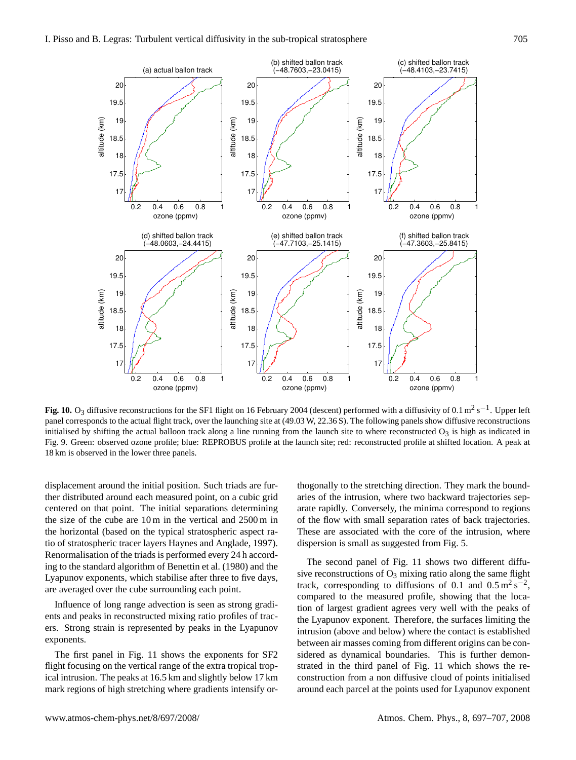**Fig. 10.** $O_3$ diffusive reconstructions for the SF1 flight on 16 February 2004 (descent) performed with a diffusivity of $0.1\,\mathrm{m^2\,s^{-1}}$. Upper left panel corresponds to the actual flight track, over the launching site at (49.03 W, 22.36 S). The following panels show diffusive reconstructions initialised by shifting the actual balloon track along a line running from the launch site to where reconstructed $O_3$ is high as indicated in Fig. 9. Green: observed ozone profile; blue: REPROBUS profile at the launch site; red: reconstructed profile at shifted location. A peak at 18 km is observed in the lower three panels.

displacement around the initial position. Such triads are further distributed around each measured point, on a cubic grid centered on that point. The initial separations determining the size of the cube are 10 m in the vertical and 2500 m in the horizontal (based on the typical stratospheric aspect ratio of stratospheric tracer layers Haynes and Anglade, 1997). Renormalisation of the triads is performed every 24 h according to the standard algorithm of Benettin et al. (1980) and the Lyapunov exponents, which stabilise after three to five days, are averaged over the cube surrounding each point.

Influence of long range advection is seen as strong gradients and peaks in reconstructed mixing ratio profiles of tracers. Strong strain is represented by peaks in the Lyapunov exponents.

The first panel in Fig. 11 shows the exponents for SF2 flight focusing on the vertical range of the extra tropical tropical intrusion. The peaks at 16.5 km and slightly below 17 km mark regions of high stretching where gradients intensify orthogonally to the stretching direction. They mark the boundaries of the intrusion, where two backward trajectories separate rapidly. Conversely, the minima correspond to regions of the flow with small separation rates of back trajectories. These are associated with the core of the intrusion, where dispersion is small as suggested from Fig. 5.

The second panel of Fig. 11 shows two different diffusive reconstructions of $O_3$ mixing ratio along the same flight track, corresponding to diffusions of 0.1 and $0.5\,\mathrm{m^2\,s^{-2}}$, compared to the measured profile, showing that the location of largest gradient agrees very well with the peaks of the Lyapunov exponent. Therefore, the surfaces limiting the intrusion (above and below) where the contact is established between air masses coming from different origins can be considered as dynamical boundaries. This is further demonstrated in the third panel of Fig. 11 which shows the reconstruction from a non diffusive cloud of points initialised around each parcel at the points used for Lyapunov exponent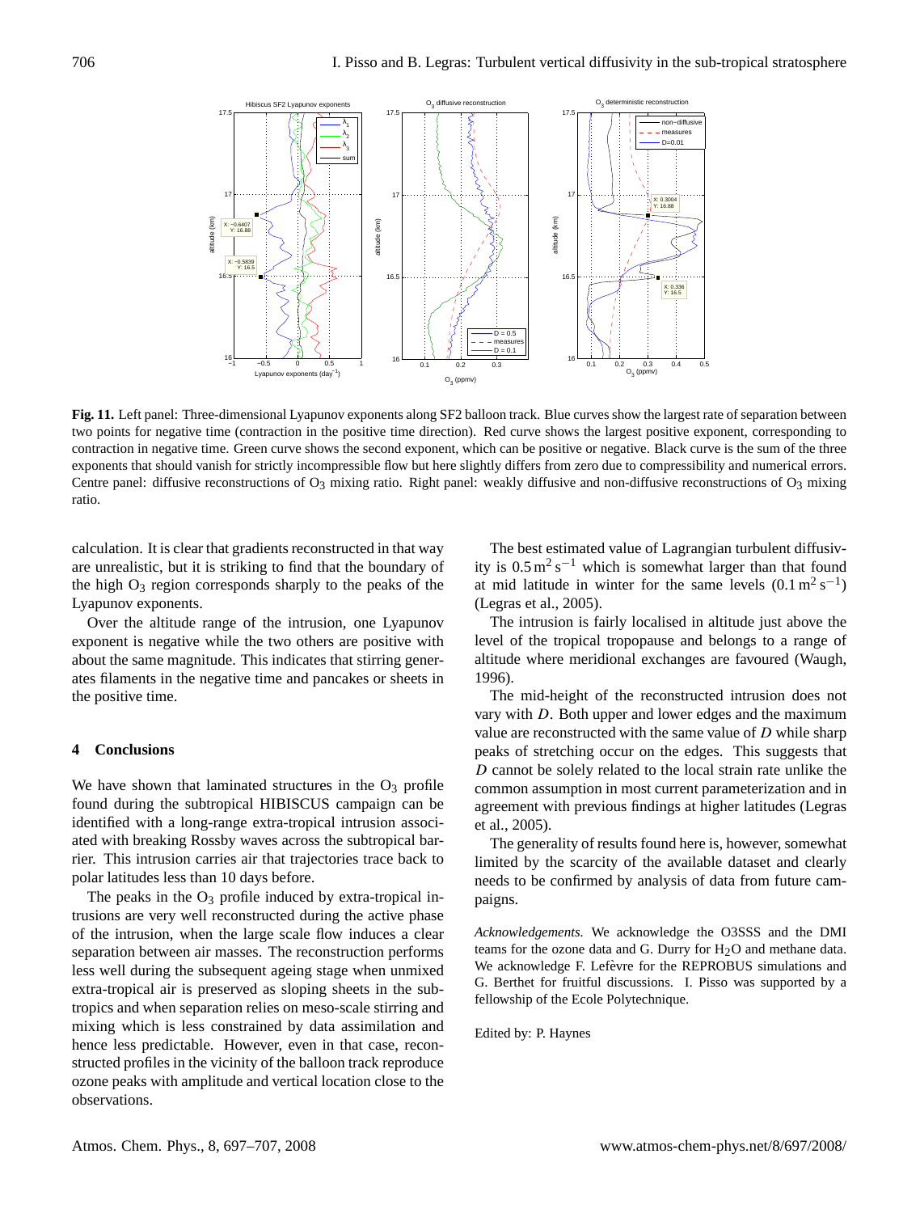**Fig. 11.** Left panel: Three-dimensional Lyapunov exponents along SF2 balloon track. Blue curves show the largest rate of separation between two points for negative time (contraction in the positive time direction). Red curve shows the largest positive exponent, corresponding to contraction in negative time. Green curve shows the second exponent, which can be positive or negative. Black curve is the sum of the three exponents that should vanish for strictly incompressible flow but here slightly differs from zero due to compressibility and numerical errors. Centre panel: diffusive reconstructions of $O_3$ mixing ratio. Right panel: weakly diffusive and non-diffusive reconstructions of $O_3$ mixing ratio.

calculation. It is clear that gradients reconstructed in that way are unrealistic, but it is striking to find that the boundary of the high $O_3$ region corresponds sharply to the peaks of the Lyapunov exponents.

Over the altitude range of the intrusion, one Lyapunov exponent is negative while the two others are positive with about the same magnitude. This indicates that stirring generates filaments in the negative time and pancakes or sheets in the positive time.

## 4 Conclusions

We have shown that laminated structures in the $O_3$ profile found during the subtropical HIBISCUS campaign can be identified with a long-range extra-tropical intrusion associated with breaking Rossby waves across the subtropical barrier. This intrusion carries air that trajectories trace back to polar latitudes less than 10 days before.

The peaks in the $O_3$ profile induced by extra-tropical intrusions are very well reconstructed during the active phase of the intrusion, when the large scale flow induces a clear separation between air masses. The reconstruction performs less well during the subsequent ageing stage when unmixed extra-tropical air is preserved as sloping sheets in the subtropics and when separation relies on meso-scale stirring and mixing which is less constrained by data assimilation and hence less predictable. However, even in that case, reconstructed profiles in the vicinity of the balloon track reproduce ozone peaks with amplitude and vertical location close to the observations.

The best estimated value of Lagrangian turbulent diffusivity is $0.5\,\mathrm{m}^2\,\mathrm{s}^{-1}$ which is somewhat larger than that found at mid latitude in winter for the same levels ($0.1\,\mathrm{m}^2\,\mathrm{s}^{-1}$) (Legras et al., 2005).

The intrusion is fairly localised in altitude just above the level of the tropical tropopause and belongs to a range of altitude where meridional exchanges are favoured (Waugh, 1996).

The mid-height of the reconstructed intrusion does not vary with $D$. Both upper and lower edges and the maximum value are reconstructed with the same value of $D$ while sharp peaks of stretching occur on the edges. This suggests that $D$ cannot be solely related to the local strain rate unlike the common assumption in most current parameterization and in agreement with previous findings at higher latitudes (Legras et al., 2005).

The generality of results found here is, however, somewhat limited by the scarcity of the available dataset and clearly needs to be confirmed by analysis of data from future campaigns.

*Acknowledgements.* We acknowledge the O3SSS and the DMI teams for the ozone data and G. Durry for $H_2O$ and methane data. We acknowledge F. Lefèvre for the REPROBUS simulations and G. Berthet for fruitful discussions. I. Pisso was supported by a fellowship of the Ecole Polytechnique.

Edited by: P. Haynes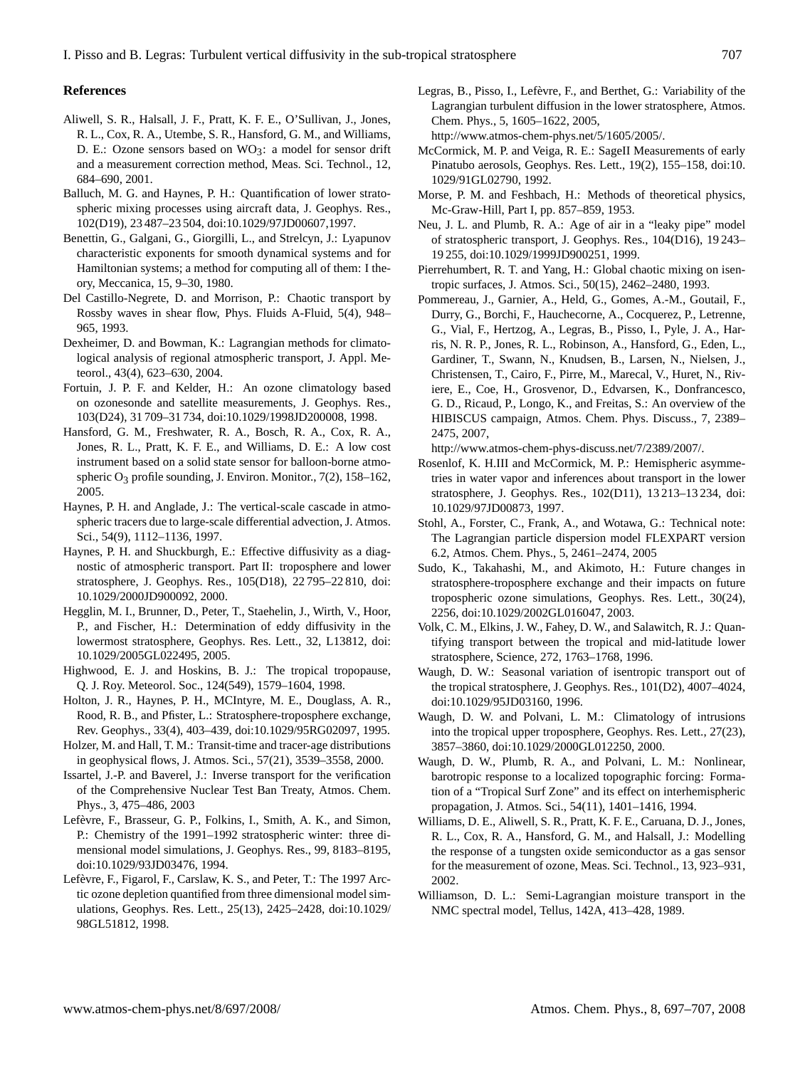## References

Aliwell, S. R., Halsall, J. F., Pratt, K. F. E., O'Sullivan, J., Jones, R. L., Cox, R. A., Utembe, S. R., Hansford, G. M., and Williams, D. E.: Ozone sensors based on $WO_3$: a model for sensor drift and a measurement correction method, Meas. Sci. Technol., 12, 684–690, 2001.

Balluch, M. G. and Haynes, P. H.: Quantification of lower stratospheric mixing processes using aircraft data, J. Geophys. Res., 102(D19), 23 487–23 504, doi:10.1029/97JD00607,1997.

Benettin, G., Galgani, G., Giorgilli, L., and Strelcyn, J.: Lyapunov characteristic exponents for smooth dynamical systems and for Hamiltonian systems; a method for computing all of them: I theory, Meccanica, 15, 9–30, 1980.

Del Castillo-Negrete, D. and Morrison, P.: Chaotic transport by Rossby waves in shear flow, Phys. Fluids A-Fluid, 5(4), 948–965, 1993.

Dexheimer, D. and Bowman, K.: Lagrangian methods for climatological analysis of regional atmospheric transport, J. Appl. Meteorol., 43(4), 623–630, 2004.

Fortuin, J. P. F. and Kelder, H.: An ozone climatology based on ozonesonde and satellite measurements, J. Geophys. Res., 103(D24), 31 709–31 734, doi:10.1029/1998JD200008, 1998.

Hansford, G. M., Freshwater, R. A., Bosch, R. A., Cox, R. A., Jones, R. L., Pratt, K. F. E., and Williams, D. E.: A low cost instrument based on a solid state sensor for balloon-borne atmospheric $O_3$ profile sounding, J. Environ. Monitor., 7(2), 158–162, 2005.

Haynes, P. H. and Anglade, J.: The vertical-scale cascade in atmospheric tracers due to large-scale differential advection, J. Atmos. Sci., 54(9), 1112–1136, 1997.

Haynes, P. H. and Shuckburgh, E.: Effective diffusivity as a diagnostic of atmospheric transport. Part II: troposphere and lower stratosphere, J. Geophys. Res., 105(D18), 22 795–22 810, doi: 10.1029/2000JD900092, 2000.

Hegglin, M. I., Brunner, D., Peter, T., Staehelin, J., Wirth, V., Hoor, P., and Fischer, H.: Determination of eddy diffusivity in the lowermost stratosphere, Geophys. Res. Lett., 32, L13812, doi: 10.1029/2005GL022495, 2005.

Highwood, E. J. and Hoskins, B. J.: The tropical tropopause, Q. J. Roy. Meteorol. Soc., 124(549), 1579–1604, 1998.

Holton, J. R., Haynes, P. H., MCIntyre, M. E., Douglass, A. R., Rood, R. B., and Pfister, L.: Stratosphere-troposphere exchange, Rev. Geophys., 33(4), 403–439, doi:10.1029/95RG02097, 1995.

Holzer, M. and Hall, T. M.: Transit-time and tracer-age distributions in geophysical flows, J. Atmos. Sci., 57(21), 3539–3558, 2000.

Issartel, J.-P. and Baverel, J.: Inverse transport for the verification of the Comprehensive Nuclear Test Ban Treaty, Atmos. Chem. Phys., 3, 475–486, 2003

Lefèvre, F., Brasseur, G. P., Folkins, I., Smith, A. K., and Simon, P.: Chemistry of the 1991–1992 stratospheric winter: three dimensional model simulations, J. Geophys. Res., 99, 8183–8195, doi:10.1029/93JD03476, 1994.

Lefèvre, F., Figarol, F., Carslaw, K. S., and Peter, T.: The 1997 Arctic ozone depletion quantified from three dimensional model simulations, Geophys. Res. Lett., 25(13), 2425–2428, doi:10.1029/98GL51812, 1998.

Legras, B., Pisso, I., Lefèvre, F., and Berthet, G.: Variability of the Lagrangian turbulent diffusion in the lower stratosphere, Atmos. Chem. Phys., 5, 1605–1622, 2005, http://www.atmos-chem-phys.net/5/1605/2005/.

McCormick, M. P. and Veiga, R. E.: SageII Measurements of early Pinatubo aerosols, Geophys. Res. Lett., 19(2), 155–158, doi:10.1029/91GL02790, 1992.

Morse, P. M. and Feshbach, H.: Methods of theoretical physics, Mc-Graw-Hill, Part I, pp. 857–859, 1953.

Neu, J. L. and Plumb, R. A.: Age of air in a "leaky pipe" model of stratospheric transport, J. Geophys. Res., 104(D16), 19 243–19 255, doi:10.1029/1999JD900251, 1999.

Pierrehumbert, R. T. and Yang, H.: Global chaotic mixing on isentropic surfaces, J. Atmos. Sci., 50(15), 2462–2480, 1993.

Pommereau, J., Garnier, A., Held, G., Gomes, A.-M., Goutail, F., Durry, G., Borchi, F., Hauchecorne, A., Cocquerez, P., Letrenne, G., Vial, F., Hertzog, A., Legras, B., Pisso, I., Pyle, J. A., Harris, N. R. P., Jones, R. L., Robinson, A., Hansford, G., Eden, L., Gardiner, T., Swann, N., Knudsen, B., Larsen, N., Nielsen, J., Christensen, T., Cairo, F., Pirre, M., Marecal, V., Huret, N., Riviere, E., Coe, H., Grosvenor, D., Edvarsen, K., Donfrancesco, G. D., Ricaud, P., Longo, K., and Freitas, S.: An overview of the HIBISCUS campaign, Atmos. Chem. Phys. Discuss., 7, 2389–2475, 2007, http://www.atmos-chem-phys-discuss.net/7/2389/2007/.

Rosenlof, K. H.III and McCormick, M. P.: Hemispheric asymmetries in water vapor and inferences about transport in the lower stratosphere, J. Geophys. Res., 102(D11), 13 213–13 234, doi: 10.1029/97JD00873, 1997.

Stohl, A., Forster, C., Frank, A., and Wotawa, G.: Technical note: The Lagrangian particle dispersion model FLEXPART version 6.2, Atmos. Chem. Phys., 5, 2461–2474, 2005

Sudo, K., Takahashi, M., and Akimoto, H.: Future changes in stratosphere-troposphere exchange and their impacts on future tropospheric ozone simulations, Geophys. Res. Lett., 30(24), 2256, doi:10.1029/2002GL016047, 2003.

Volk, C. M., Elkins, J. W., Fahey, D. W., and Salawitch, R. J.: Quantifying transport between the tropical and mid-latitude lower stratosphere, Science, 272, 1763–1768, 1996.

Waugh, D. W.: Seasonal variation of isentropic transport out of the tropical stratosphere, J. Geophys. Res., 101(D2), 4007–4024, doi:10.1029/95JD03160, 1996.

Waugh, D. W. and Polvani, L. M.: Climatology of intrusions into the tropical upper troposphere, Geophys. Res. Lett., 27(23), 3857–3860, doi:10.1029/2000GL012250, 2000.

Waugh, D. W., Plumb, R. A., and Polvani, L. M.: Nonlinear, barotropic response to a localized topographic forcing: Formation of a "Tropical Surf Zone" and its effect on interhemispheric propagation, J. Atmos. Sci., 54(11), 1401–1416, 1994.

Williams, D. E., Aliwell, S. R., Pratt, K. F. E., Caruana, D. J., Jones, R. L., Cox, R. A., Hansford, G. M., and Halsall, J.: Modelling the response of a tungsten oxide semiconductor as a gas sensor for the measurement of ozone, Meas. Sci. Technol., 13, 923–931, 2002.

Williamson, D. L.: Semi-Lagrangian moisture transport in the NMC spectral model, Tellus, 142A, 413–428, 1989.